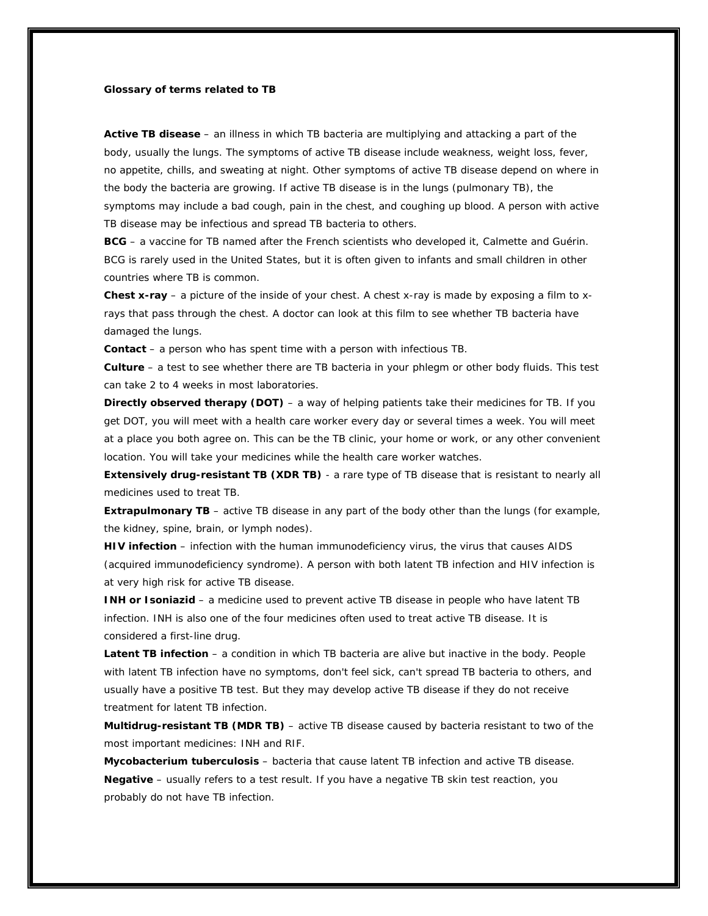**Glossary of terms related to TB**

**Active TB disease** – an illness in which TB bacteria are multiplying and attacking a part of the body, usually the lungs. The symptoms of active TB disease include weakness, weight loss, fever, no appetite, chills, and sweating at night. Other symptoms of active TB disease depend on where in the body the bacteria are growing. If active TB disease is in the lungs (pulmonary TB), the symptoms may include a bad cough, pain in the chest, and coughing up blood. A person with active TB disease may be infectious and spread TB bacteria to others.

**BCG** – a vaccine for TB named after the French scientists who developed it, Calmette and Guérin. BCG is rarely used in the United States, but it is often given to infants and small children in other countries where TB is common.

**Chest x-ray** – a picture of the inside of your chest. A chest x-ray is made by exposing a film to x-rays that pass through the chest. A doctor can look at this film to see whether TB bacteria have damaged the lungs.

**Contact** – a person who has spent time with a person with infectious TB.

**Culture** – a test to see whether there are TB bacteria in your phlegm or other body fluids. This test can take 2 to 4 weeks in most laboratories.

**Directly observed therapy (DOT)** – a way of helping patients take their medicines for TB. If you get DOT, you will meet with a health care worker every day or several times a week. You will meet at a place you both agree on. This can be the TB clinic, your home or work, or any other convenient location. You will take your medicines while the health care worker watches.

**Extensively drug-resistant TB (XDR TB)** - a rare type of TB disease that is resistant to nearly all medicines used to treat TB.

**Extrapulmonary TB** – active TB disease in any part of the body other than the lungs (for example, the kidney, spine, brain, or lymph nodes).

**HIV infection** – infection with the human immunodeficiency virus, the virus that causes AIDS (acquired immunodeficiency syndrome). A person with both latent TB infection and HIV infection is at very high risk for active TB disease.

**INH or Isoniazid** – a medicine used to prevent active TB disease in people who have latent TB infection. INH is also one of the four medicines often used to treat active TB disease. It is considered a first-line drug.

**Latent TB infection** – a condition in which TB bacteria are alive but inactive in the body. People with latent TB infection have no symptoms, don't feel sick, can't spread TB bacteria to others, and usually have a positive TB test. But they may develop active TB disease if they do not receive treatment for latent TB infection.

**Multidrug-resistant TB (MDR TB)** – active TB disease caused by bacteria resistant to two of the most important medicines: INH and RIF.

**Mycobacterium tuberculosis** – bacteria that cause latent TB infection and active TB disease.

**Negative** – usually refers to a test result. If you have a negative TB skin test reaction, you probably do not have TB infection.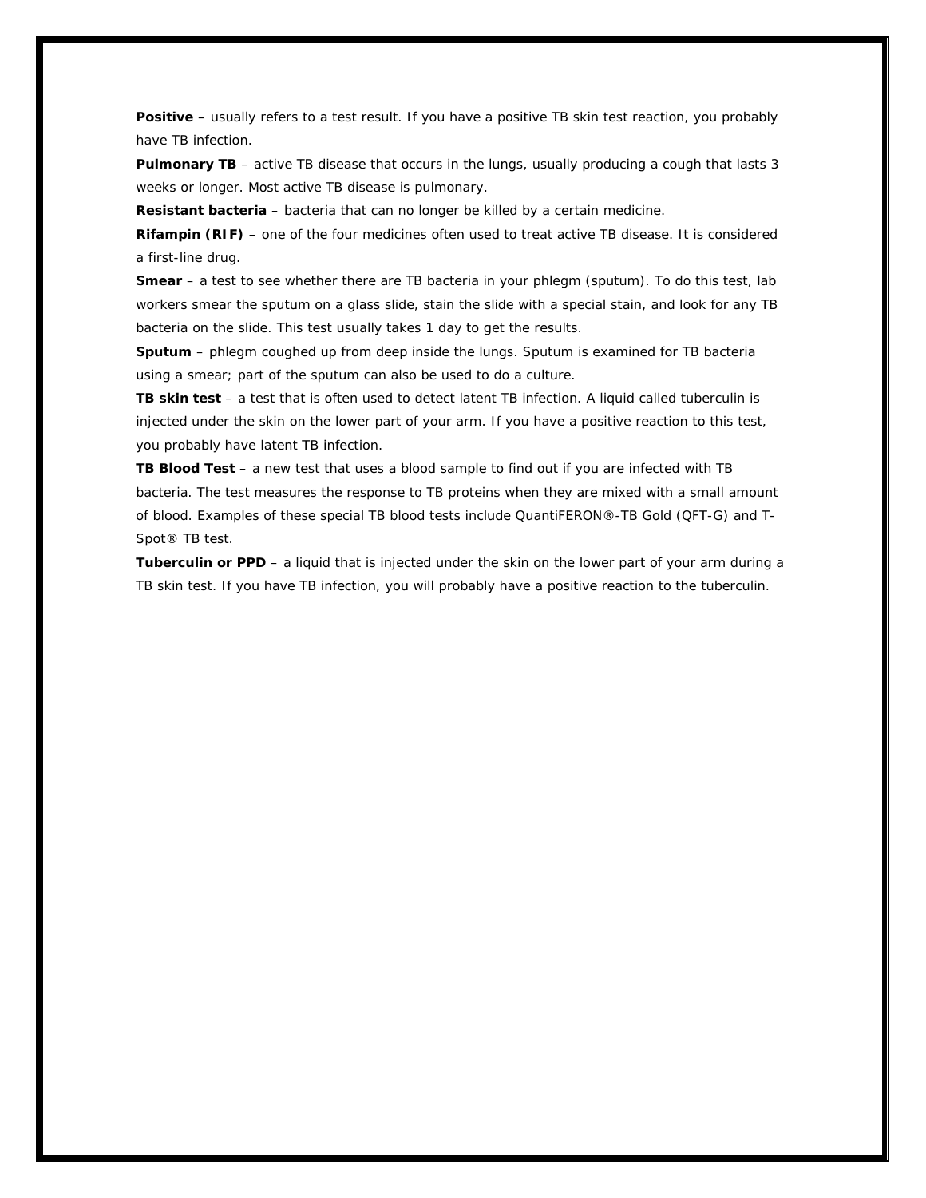**Positive** – usually refers to a test result. If you have a positive TB skin test reaction, you probably have TB infection.

**Pulmonary TB** – active TB disease that occurs in the lungs, usually producing a cough that lasts 3 weeks or longer. Most active TB disease is pulmonary.

**Resistant bacteria** – bacteria that can no longer be killed by a certain medicine.

**Rifampin (RIF)** – one of the four medicines often used to treat active TB disease. It is considered a first-line drug.

**Smear** – a test to see whether there are TB bacteria in your phlegm (sputum). To do this test, lab workers smear the sputum on a glass slide, stain the slide with a special stain, and look for any TB bacteria on the slide. This test usually takes 1 day to get the results.

**Sputum** – phlegm coughed up from deep inside the lungs. Sputum is examined for TB bacteria using a smear; part of the sputum can also be used to do a culture.

**TB skin test** – a test that is often used to detect latent TB infection. A liquid called tuberculin is injected under the skin on the lower part of your arm. If you have a positive reaction to this test, you probably have latent TB infection.

**TB Blood Test** – a new test that uses a blood sample to find out if you are infected with TB bacteria. The test measures the response to TB proteins when they are mixed with a small amount of blood. Examples of these special TB blood tests include QuantiFERON®-TB Gold (QFT-G) and T-Spot® TB test.

**Tuberculin or PPD** – a liquid that is injected under the skin on the lower part of your arm during a TB skin test. If you have TB infection, you will probably have a positive reaction to the tuberculin.